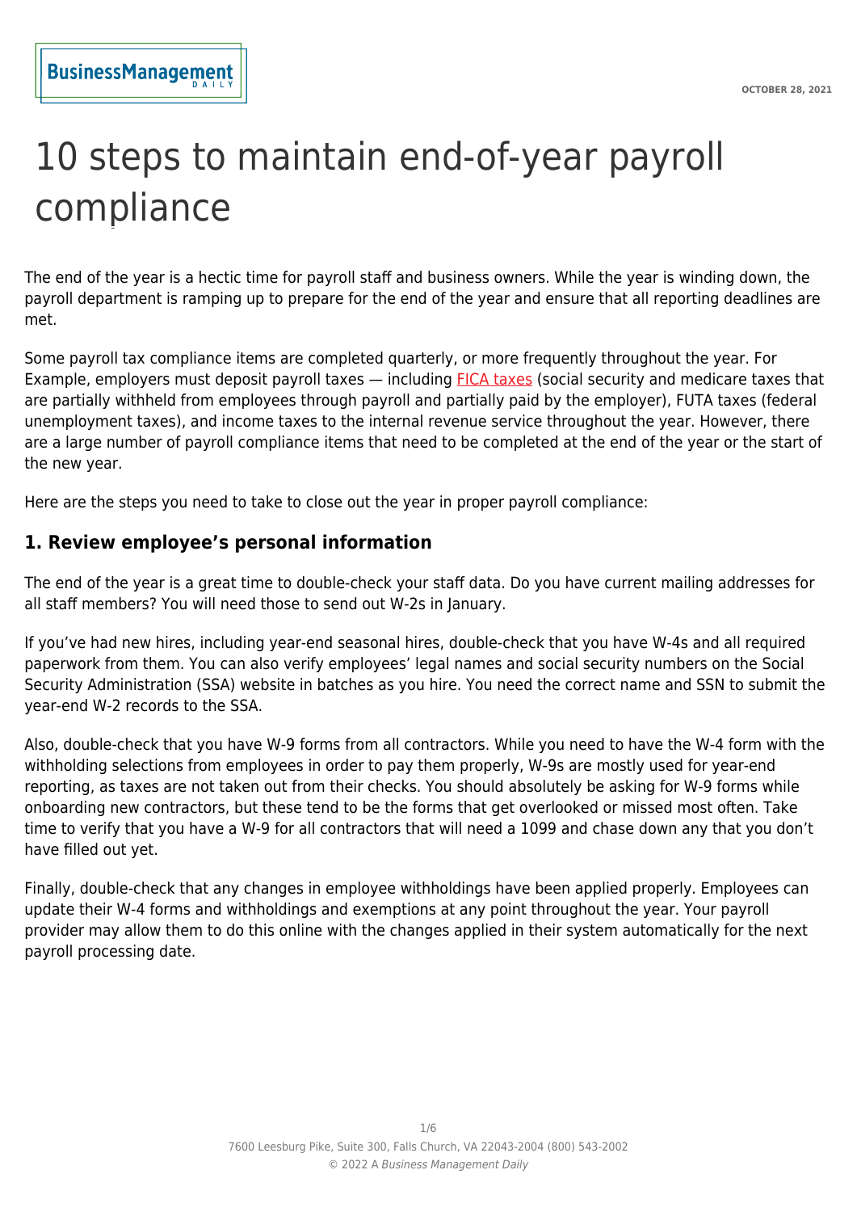# 10 steps to maintain end-of-year payroll compliance

The end of the year is a hectic time for payroll staff and business owners. While the year is winding down, the payroll department is ramping up to prepare for the end of the year and ensure that all reporting deadlines are met.

Some payroll tax compliance items are completed quarterly, or more frequently throughout the year. For Example, employers must deposit payroll taxes — including FICA taxes (social security and medicare taxes that are partially withheld from employees through payroll and partially paid by the employer), FUTA taxes (federal unemployment taxes), and income taxes to the internal revenue service throughout the year. However, there are a large number of payroll compliance items that need to be completed at the end of the year or the start of the new year.

Here are the steps you need to take to close out the year in proper payroll compliance:

## 1. Review employee's personal information

The end of the year is a great time to double-check your staff data. Do you have current mailing addresses for all staff members? You will need those to send out W-2s in January.

If you've had new hires, including year-end seasonal hires, double-check that you have W-4s and all required paperwork from them. You can also verify employees' legal names and social security numbers on the Social Security Administration (SSA) website in batches as you hire. You need the correct name and SSN to submit the year-end W-2 records to the SSA.

Also, double-check that you have W-9 forms from all contractors. While you need to have the W-4 form with the withholding selections from employees in order to pay them properly, W-9s are mostly used for year-end reporting, as taxes are not taken out from their checks. You should absolutely be asking for W-9 forms while onboarding new contractors, but these tend to be the forms that get overlooked or missed most often. Take time to verify that you have a W-9 for all contractors that will need a 1099 and chase down any that you don't have filled out yet.

Finally, double-check that any changes in employee withholdings have been applied properly. Employees can update their W-4 forms and withholdings and exemptions at any point throughout the year. Your payroll provider may allow them to do this online with the changes applied in their system automatically for the next payroll processing date.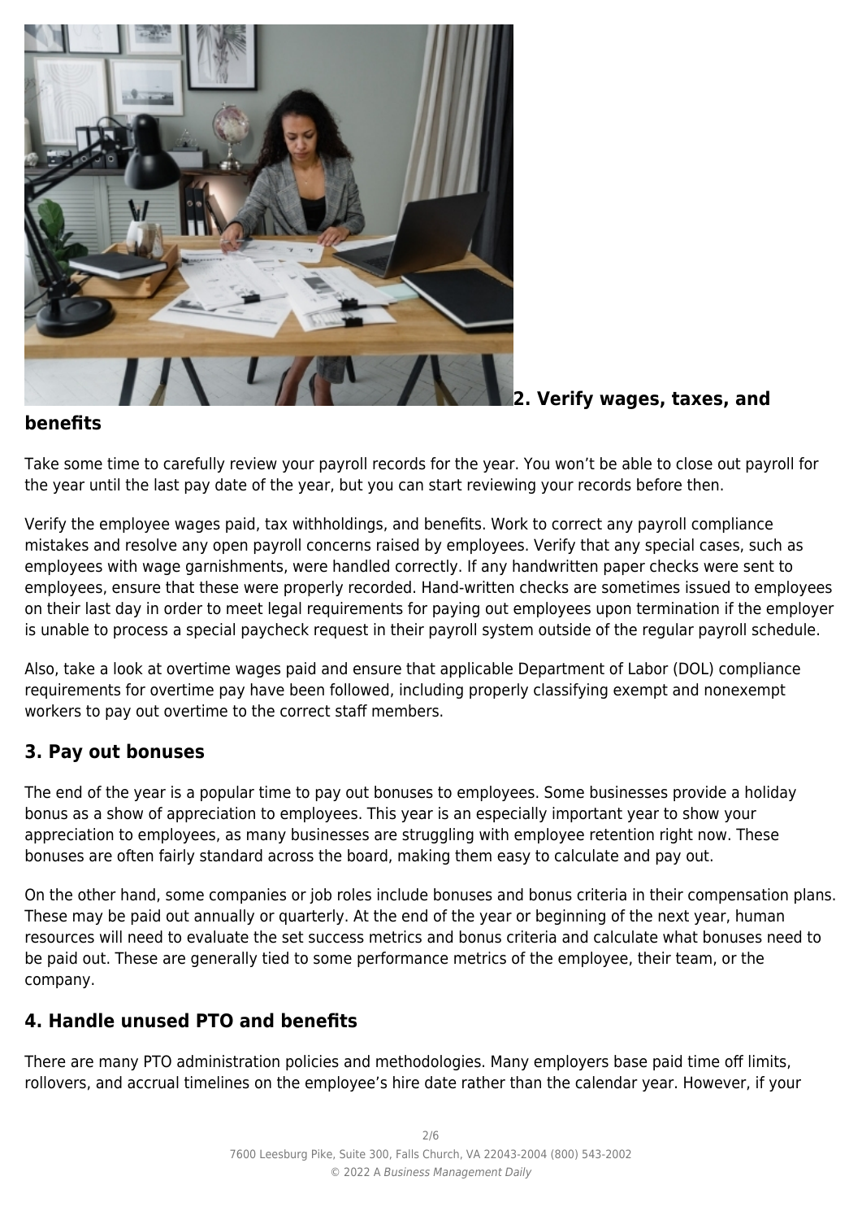## 2. Verify wages, taxes, and benefits

Take some time to carefully review your payroll records for the year. You won't be able to close out payroll for the year until the last pay date of the year, but you can start reviewing your records before then.

Verify the employee wages paid, tax withholdings, and benefits. Work to correct any payroll compliance mistakes and resolve any open payroll concerns raised by employees. Verify that any special cases, such as employees with wage garnishments, were handled correctly. If any handwritten paper checks were sent to employees, ensure that these were properly recorded. Hand-written checks are sometimes issued to employees on their last day in order to meet legal requirements for paying out employees upon termination if the employer is unable to process a special paycheck request in their payroll system outside of the regular payroll schedule.

Also, take a look at overtime wages paid and ensure that applicable Department of Labor (DOL) compliance requirements for overtime pay have been followed, including properly classifying exempt and nonexempt workers to pay out overtime to the correct staff members.

## 3. Pay out bonuses

The end of the year is a popular time to pay out bonuses to employees. Some businesses provide a holiday bonus as a show of appreciation to employees. This year is an especially important year to show your appreciation to employees, as many businesses are struggling with employee retention right now. These bonuses are often fairly standard across the board, making them easy to calculate and pay out.

On the other hand, some companies or job roles include bonuses and bonus criteria in their compensation plans. These may be paid out annually or quarterly. At the end of the year or beginning of the next year, human resources will need to evaluate the set success metrics and bonus criteria and calculate what bonuses need to be paid out. These are generally tied to some performance metrics of the employee, their team, or the company.

## 4. Handle unused PTO and benefits

There are many PTO administration policies and methodologies. Many employers base paid time off limits, rollovers, and accrual timelines on the employee's hire date rather than the calendar year. However, if your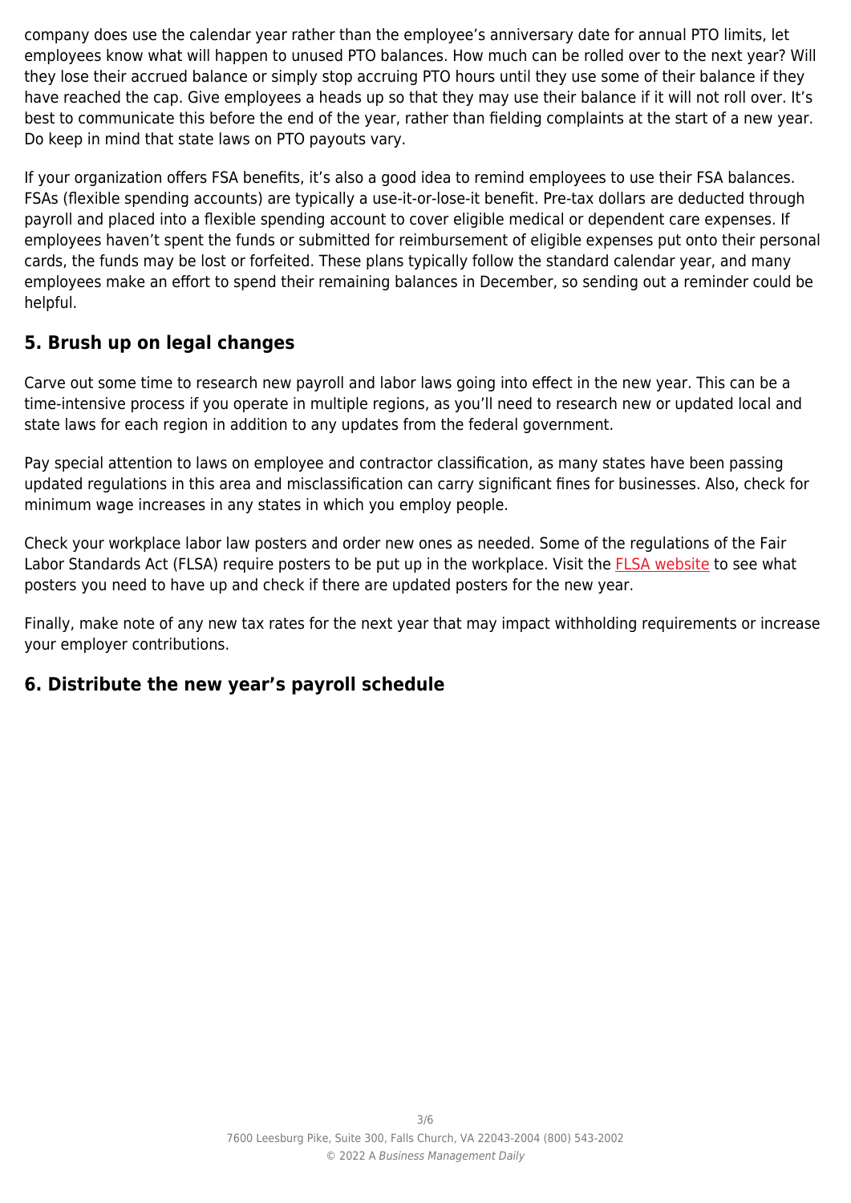company does use the calendar year rather than the employee's anniversary date for annual PTO limits, let employees know what will happen to unused PTO balances. How much can be rolled over to the next year? Will they lose their accrued balance or simply stop accruing PTO hours until they use some of their balance if they have reached the cap. Give employees a heads up so that they may use their balance if it will not roll over. It's best to communicate this before the end of the year, rather than fielding complaints at the start of a new year. Do keep in mind that state laws on PTO payouts vary.

If your organization offers FSA benefits, it's also a good idea to remind employees to use their FSA balances. FSAs (flexible spending accounts) are typically a use-it-or-lose-it benefit. Pre-tax dollars are deducted through payroll and placed into a flexible spending account to cover eligible medical or dependent care expenses. If employees haven't spent the funds or submitted for reimbursement of eligible expenses put onto their personal cards, the funds may be lost or forfeited. These plans typically follow the standard calendar year, and many employees make an effort to spend their remaining balances in December, so sending out a reminder could be helpful.

## 5. Brush up on legal changes

Carve out some time to research new payroll and labor laws going into effect in the new year. This can be a time-intensive process if you operate in multiple regions, as you'll need to research new or updated local and state laws for each region in addition to any updates from the federal government.

Pay special attention to laws on employee and contractor classification, as many states have been passing updated regulations in this area and misclassification can carry significant fines for businesses. Also, check for minimum wage increases in any states in which you employ people.

Check your workplace labor law posters and order new ones as needed. Some of the regulations of the Fair Labor Standards Act (FLSA) require posters to be put up in the workplace. Visit the FLSA website to see what posters you need to have up and check if there are updated posters for the new year.

Finally, make note of any new tax rates for the next year that may impact withholding requirements or increase your employer contributions.

## 6. Distribute the new year's payroll schedule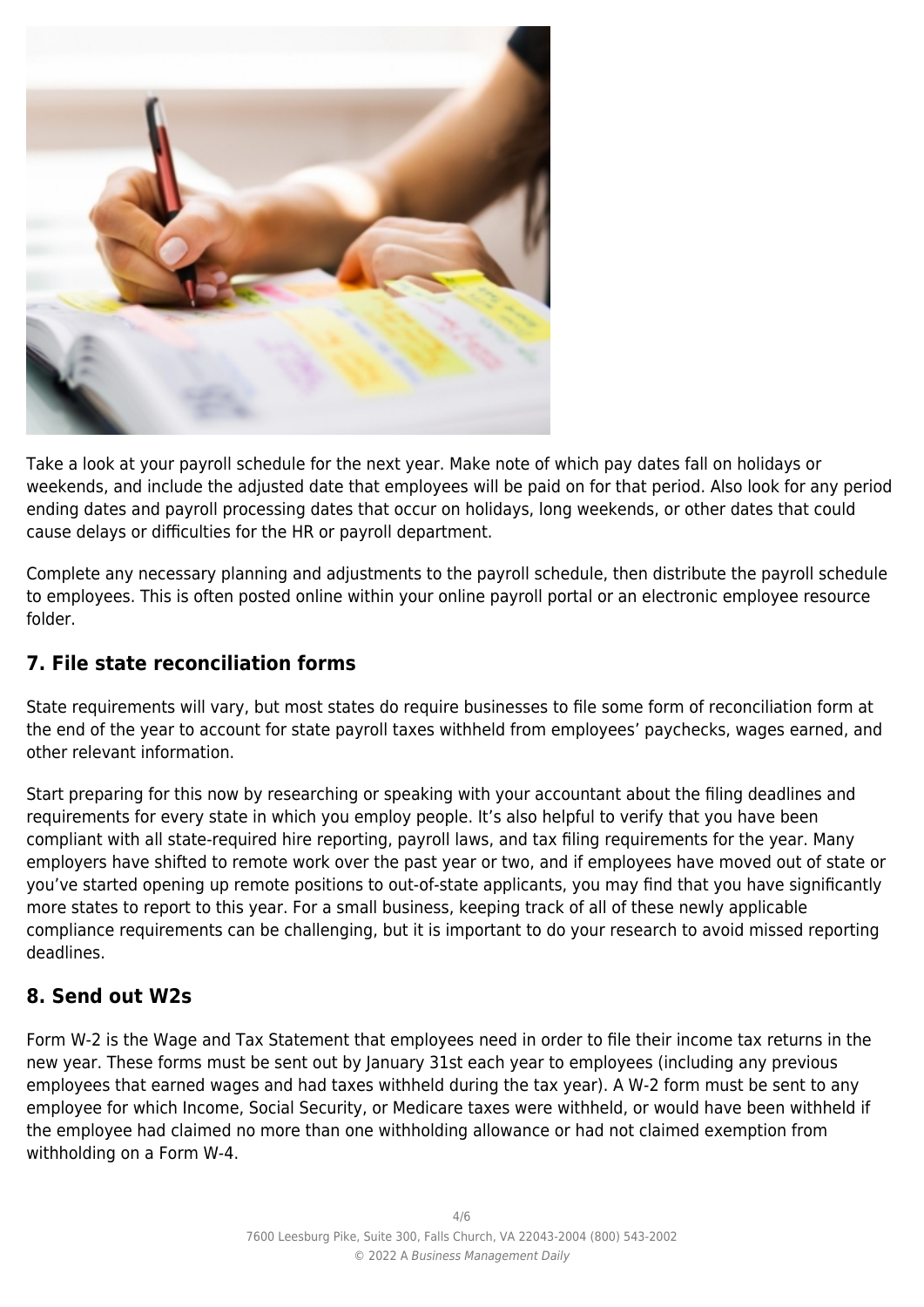Take a look at your payroll schedule for the next year. Make note of which pay dates fall on holidays or weekends, and include the adjusted date that employees will be paid on for that period. Also look for any period ending dates and payroll processing dates that occur on holidays, long weekends, or other dates that could cause delays or difficulties for the HR or payroll department.

Complete any necessary planning and adjustments to the payroll schedule, then distribute the payroll schedule to employees. This is often posted online within your online payroll portal or an electronic employee resource folder.

## 7. File state reconciliation forms

State requirements will vary, but most states do require businesses to file some form of reconciliation form at the end of the year to account for state payroll taxes withheld from employees' paychecks, wages earned, and other relevant information.

Start preparing for this now by researching or speaking with your accountant about the filing deadlines and requirements for every state in which you employ people. It's also helpful to verify that you have been compliant with all state-required hire reporting, payroll laws, and tax filing requirements for the year. Many employers have shifted to remote work over the past year or two, and if employees have moved out of state or you've started opening up remote positions to out-of-state applicants, you may find that you have significantly more states to report to this year. For a small business, keeping track of all of these newly applicable compliance requirements can be challenging, but it is important to do your research to avoid missed reporting deadlines.

## 8. Send out W2s

Form W-2 is the Wage and Tax Statement that employees need in order to file their income tax returns in the new year. These forms must be sent out by January 31st each year to employees (including any previous employees that earned wages and had taxes withheld during the tax year). A W-2 form must be sent to any employee for which Income, Social Security, or Medicare taxes were withheld, or would have been withheld if the employee had claimed no more than one withholding allowance or had not claimed exemption from withholding on a Form W-4.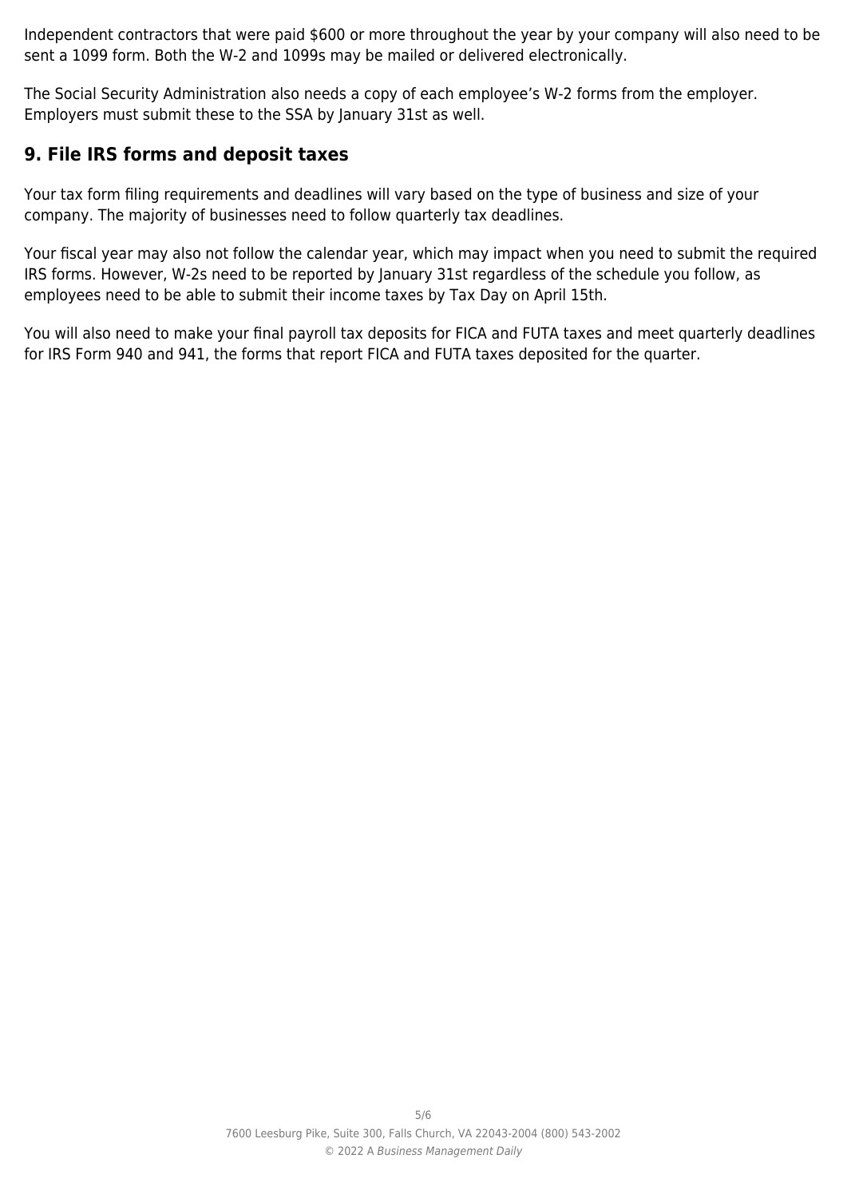Independent contractors that were paid $600 or more throughout the year by your company will also need to be sent a 1099 form. Both the W-2 and 1099s may be mailed or delivered electronically.

The Social Security Administration also needs a copy of each employee's W-2 forms from the employer. Employers must submit these to the SSA by January 31st as well.

## 9. File IRS forms and deposit taxes

Your tax form filing requirements and deadlines will vary based on the type of business and size of your company. The majority of businesses need to follow quarterly tax deadlines.

Your fiscal year may also not follow the calendar year, which may impact when you need to submit the required IRS forms. However, W-2s need to be reported by January 31st regardless of the schedule you follow, as employees need to be able to submit their income taxes by Tax Day on April 15th.

You will also need to make your final payroll tax deposits for FICA and FUTA taxes and meet quarterly deadlines for IRS Form 940 and 941, the forms that report FICA and FUTA taxes deposited for the quarter.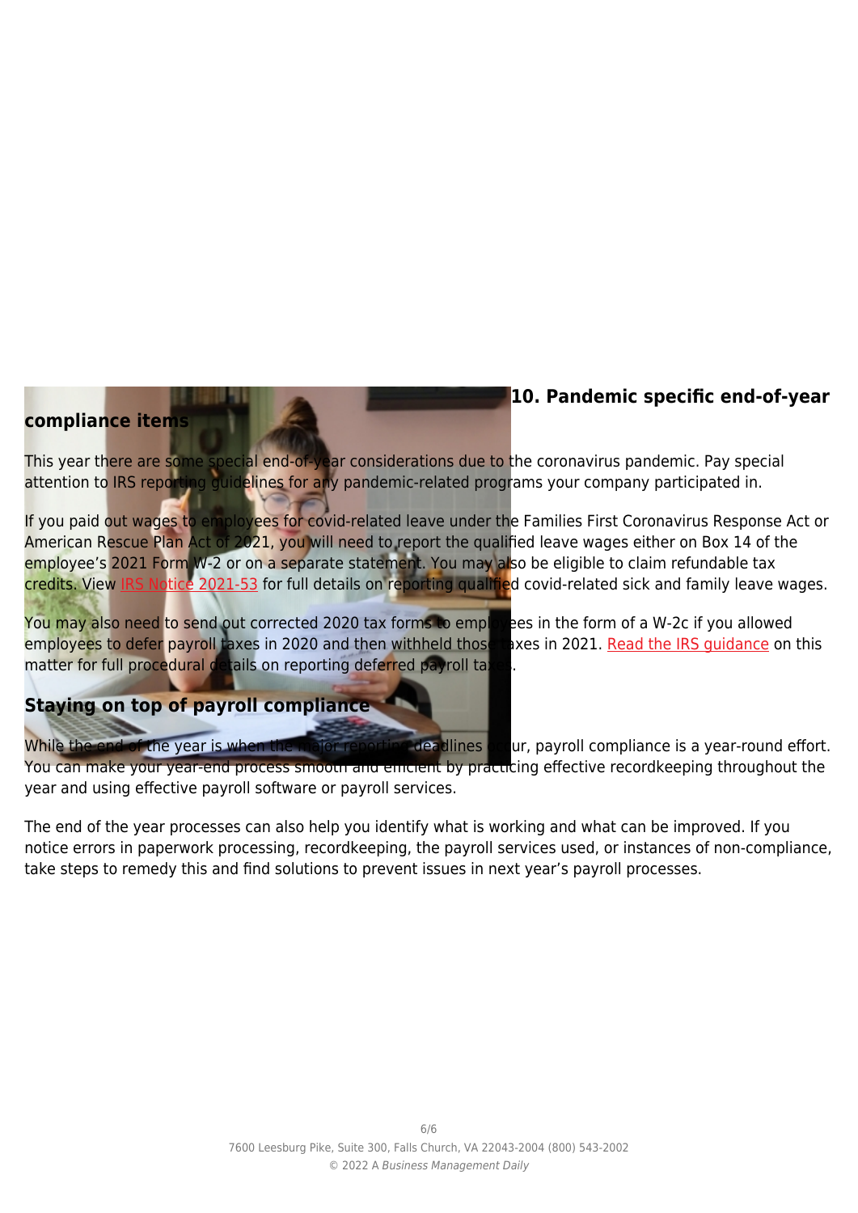## 10. Pandemic specific end-of-year compliance items

This year there are some special end-of-year considerations due to the coronavirus pandemic. Pay special attention to IRS reporting guidelines for any pandemic-related programs your company participated in.

If you paid out wages to employees for covid-related leave under the Families First Coronavirus Response Act or American Rescue Plan Act of 2021, you will need to report the qualified leave wages either on Box 14 of the employee's 2021 Form W-2 or on a separate statement. You may also be eligible to claim refundable tax credits. View IRS Notice 2021-53 for full details on reporting qualified covid-related sick and family leave wages.

You may also need to send out corrected 2020 tax forms to employees in the form of a W-2c if you allowed employees to defer payroll taxes in 2020 and then withheld those taxes in 2021. Read the IRS guidance on this matter for full procedural details on reporting deferred payroll taxes.

## Staying on top of payroll compliance

While the end of the year is when the major reporting deadlines occur, payroll compliance is a year-round effort. You can make your year-end process smooth and efficient by practicing effective recordkeeping throughout the year and using effective payroll software or payroll services.

The end of the year processes can also help you identify what is working and what can be improved. If you notice errors in paperwork processing, recordkeeping, the payroll services used, or instances of non-compliance, take steps to remedy this and find solutions to prevent issues in next year's payroll processes.